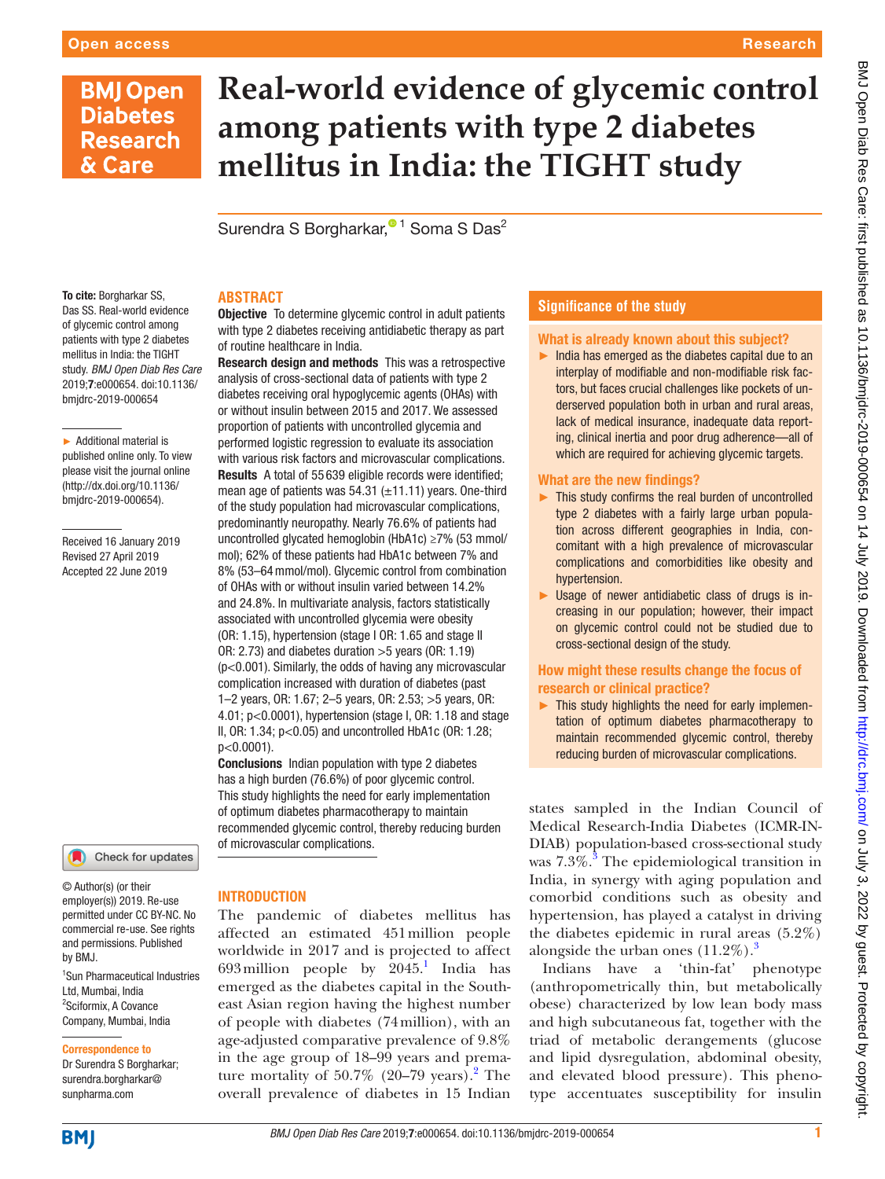# Real-world evidence of glycemic control among patients with type 2 diabetes mellitus in India: the TIGHT study

Surendra S Borgharkar,[1] Soma S Das[2]

**To cite:** Borgharkar SS, Das SS. Real-world evidence of glycemic control among patients with type 2 diabetes mellitus in India: the TIGHT study. *BMJ Open Diab Res Care* 2019;**7**:e000654. doi:10.1136/bmjdrc-2019-000654

► Additional material is published online only. To view please visit the journal online (http://dx.doi.org/10.1136/bmjdrc-2019-000654).

Received 16 January 2019
Revised 27 April 2019
Accepted 22 June 2019

© Author(s) (or their employer(s)) 2019. Re-use permitted under CC BY-NC. No commercial re-use. See rights and permissions. Published by BMJ.

[1]Sun Pharmaceutical Industries Ltd, Mumbai, India
[2]Sciformix, A Covance Company, Mumbai, India

**Correspondence to**
Dr Surendra S Borgharkar; surendra.borgharkar@sunpharma.com

## ABSTRACT

**Objective** To determine glycemic control in adult patients with type 2 diabetes receiving antidiabetic therapy as part of routine healthcare in India.

**Research design and methods** This was a retrospective analysis of cross-sectional data of patients with type 2 diabetes receiving oral hypoglycemic agents (OHAs) with or without insulin between 2015 and 2017. We assessed proportion of patients with uncontrolled glycemia and performed logistic regression to evaluate its association with various risk factors and microvascular complications.

**Results** A total of 55 639 eligible records were identified; mean age of patients was 54.31 (±11.11) years. One-third of the study population had microvascular complications, predominantly neuropathy. Nearly 76.6% of patients had uncontrolled glycated hemoglobin (HbA1c) ≥7% (53 mmol/mol); 62% of these patients had HbA1c between 7% and 8% (53–64 mmol/mol). Glycemic control from combination of OHAs with or without insulin varied between 14.2% and 24.8%. In multivariate analysis, factors statistically associated with uncontrolled glycemia were obesity (OR: 1.15), hypertension (stage I OR: 1.65 and stage II OR: 2.73) and diabetes duration >5 years (OR: 1.19) (p<0.001). Similarly, the odds of having any microvascular complication increased with duration of diabetes (past 1–2 years, OR: 1.67; 2–5 years, OR: 2.53; >5 years, OR: 4.01; p<0.0001), hypertension (stage I, OR: 1.18 and stage II, OR: 1.34; p<0.05) and uncontrolled HbA1c (OR: 1.28; p<0.0001).

**Conclusions** Indian population with type 2 diabetes has a high burden (76.6%) of poor glycemic control. This study highlights the need for early implementation of optimum diabetes pharmacotherapy to maintain recommended glycemic control, thereby reducing burden of microvascular complications.

## Significance of the study

### What is already known about this subject?

- India has emerged as the diabetes capital due to an interplay of modifiable and non-modifiable risk factors, but faces crucial challenges like pockets of underserved population both in urban and rural areas, lack of medical insurance, inadequate data reporting, clinical inertia and poor drug adherence—all of which are required for achieving glycemic targets.

### What are the new findings?

- This study confirms the real burden of uncontrolled type 2 diabetes with a fairly large urban population across different geographies in India, concomitant with a high prevalence of microvascular complications and comorbidities like obesity and hypertension.
- Usage of newer antidiabetic class of drugs is increasing in our population; however, their impact on glycemic control could not be studied due to cross-sectional design of the study.

### How might these results change the focus of research or clinical practice?

- This study highlights the need for early implementation of optimum diabetes pharmacotherapy to maintain recommended glycemic control, thereby reducing burden of microvascular complications.

## INTRODUCTION

The pandemic of diabetes mellitus has affected an estimated 451 million people worldwide in 2017 and is projected to affect 693 million people by 2045.[1] India has emerged as the diabetes capital in the Southeast Asian region having the highest number of people with diabetes (74 million), with an age-adjusted comparative prevalence of 9.8% in the age group of 18–99 years and premature mortality of 50.7% (20–79 years).[2] The overall prevalence of diabetes in 15 Indian states sampled in the Indian Council of Medical Research-India Diabetes (ICMR-INDIAB) population-based cross-sectional study was 7.3%.[3] The epidemiological transition in India, in synergy with aging population and comorbid conditions such as obesity and hypertension, has played a catalyst in driving the diabetes epidemic in rural areas (5.2%) alongside the urban ones (11.2%).[3]

Indians have a 'thin-fat' phenotype (anthropometrically thin, but metabolically obese) characterized by low lean body mass and high subcutaneous fat, together with the triad of metabolic derangements (glucose and lipid dysregulation, abdominal obesity, and elevated blood pressure). This phenotype accentuates susceptibility for insulin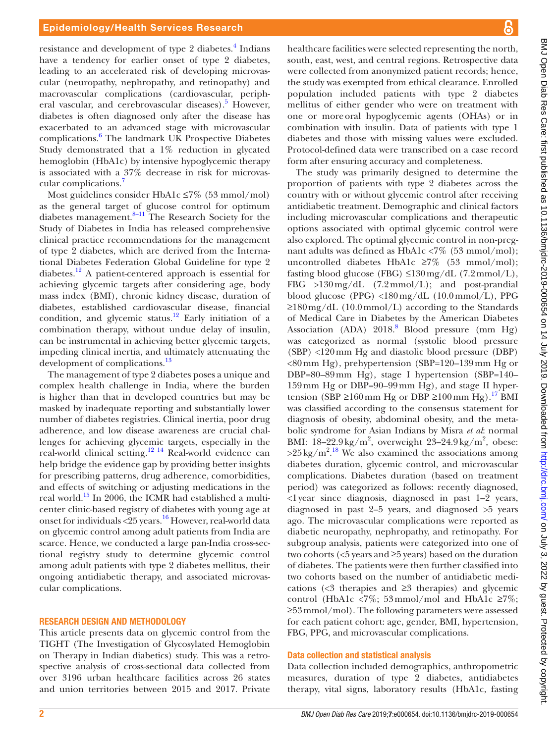resistance and development of type 2 diabetes.[4] Indians have a tendency for earlier onset of type 2 diabetes, leading to an accelerated risk of developing microvascular (neuropathy, nephropathy, and retinopathy) and macrovascular complications (cardiovascular, peripheral vascular, and cerebrovascular diseases).[5] However, diabetes is often diagnosed only after the disease has exacerbated to an advanced stage with microvascular complications.[6] The landmark UK Prospective Diabetes Study demonstrated that a 1% reduction in glycated hemoglobin (HbA1c) by intensive hypoglycemic therapy is associated with a 37% decrease in risk for microvascular complications.[7]

Most guidelines consider HbA1c ≤7% (53 mmol/mol) as the general target of glucose control for optimum diabetes management.[8–11] The Research Society for the Study of Diabetes in India has released comprehensive clinical practice recommendations for the management of type 2 diabetes, which are derived from the International Diabetes Federation Global Guideline for type 2 diabetes.[12] A patient-centered approach is essential for achieving glycemic targets after considering age, body mass index (BMI), chronic kidney disease, duration of diabetes, established cardiovascular disease, financial condition, and glycemic status.[12] Early initiation of a combination therapy, without undue delay of insulin, can be instrumental in achieving better glycemic targets, impeding clinical inertia, and ultimately attenuating the development of complications.[13]

The management of type 2 diabetes poses a unique and complex health challenge in India, where the burden is higher than that in developed countries but may be masked by inadequate reporting and substantially lower number of diabetes registries. Clinical inertia, poor drug adherence, and low disease awareness are crucial challenges for achieving glycemic targets, especially in the real-world clinical setting.[12 14] Real-world evidence can help bridge the evidence gap by providing better insights for prescribing patterns, drug adherence, comorbidities, and effects of switching or adjusting medications in the real world.[15] In 2006, the ICMR had established a multicenter clinic-based registry of diabetes with young age at onset for individuals <25 years.[16] However, real-world data on glycemic control among adult patients from India are scarce. Hence, we conducted a large pan-India cross-sectional registry study to determine glycemic control among adult patients with type 2 diabetes mellitus, their ongoing antidiabetic therapy, and associated microvascular complications.

## RESEARCH DESIGN AND METHODOLOGY

This article presents data on glycemic control from the TIGHT (The Investigation of Glycosylated Hemoglobin on Therapy in Indian diabetics) study. This was a retrospective analysis of cross-sectional data collected from over 3196 urban healthcare facilities across 26 states and union territories between 2015 and 2017. Private healthcare facilities were selected representing the north, south, east, west, and central regions. Retrospective data were collected from anonymized patient records; hence, the study was exempted from ethical clearance. Enrolled population included patients with type 2 diabetes mellitus of either gender who were on treatment with one or more oral hypoglycemic agents (OHAs) or in combination with insulin. Data of patients with type 1 diabetes and those with missing values were excluded. Protocol-defined data were transcribed on a case record form after ensuring accuracy and completeness.

The study was primarily designed to determine the proportion of patients with type 2 diabetes across the country with or without glycemic control after receiving antidiabetic treatment. Demographic and clinical factors including microvascular complications and therapeutic options associated with optimal glycemic control were also explored. The optimal glycemic control in non-pregnant adults was defined as HbA1c <7% (53 mmol/mol); uncontrolled diabetes HbA1c ≥7% (53 mmol/mol); fasting blood glucose (FBG) ≤130 mg/dL (7.2 mmol/L), FBG >130 mg/dL (7.2 mmol/L); and post-prandial blood glucose (PPG) <180 mg/dL (10.0 mmol/L), PPG ≥180 mg/dL (10.0 mmol/L) according to the Standards of Medical Care in Diabetes by the American Diabetes Association (ADA) 2018.[8] Blood pressure (mm Hg) was categorized as normal (systolic blood pressure (SBP) <120 mm Hg and diastolic blood pressure (DBP) <80 mm Hg), prehypertension (SBP=120–139 mm Hg or DBP=80–89 mm Hg), stage I hypertension (SBP=140–159 mm Hg or DBP=90–99 mm Hg), and stage II hypertension (SBP ≥160 mm Hg or DBP ≥100 mm Hg).[17] BMI was classified according to the consensus statement for diagnosis of obesity, abdominal obesity, and the metabolic syndrome for Asian Indians by Misra *et al*: normal BMI: 18–22.9 $kg/m^2$, overweight 23–24.9 $kg/m^2$, obese: >25 $kg/m^2$.[18] We also examined the associations among diabetes duration, glycemic control, and microvascular complications. Diabetes duration (based on treatment period) was categorized as follows: recently diagnosed, <1 year since diagnosis, diagnosed in past 1–2 years, diagnosed in past 2–5 years, and diagnosed >5 years ago. The microvascular complications were reported as diabetic neuropathy, nephropathy, and retinopathy. For subgroup analysis, patients were categorized into one of two cohorts (<5 years and ≥5 years) based on the duration of diabetes. The patients were then further classified into two cohorts based on the number of antidiabetic medications (<3 therapies and ≥3 therapies) and glycemic control (HbA1c <7%; 53 mmol/mol and HbA1c ≥7%; ≥53 mmol/mol). The following parameters were assessed for each patient cohort: age, gender, BMI, hypertension, FBG, PPG, and microvascular complications.

### Data collection and statistical analysis

Data collection included demographics, anthropometric measures, duration of type 2 diabetes, antidiabetes therapy, vital signs, laboratory results (HbA1c, fasting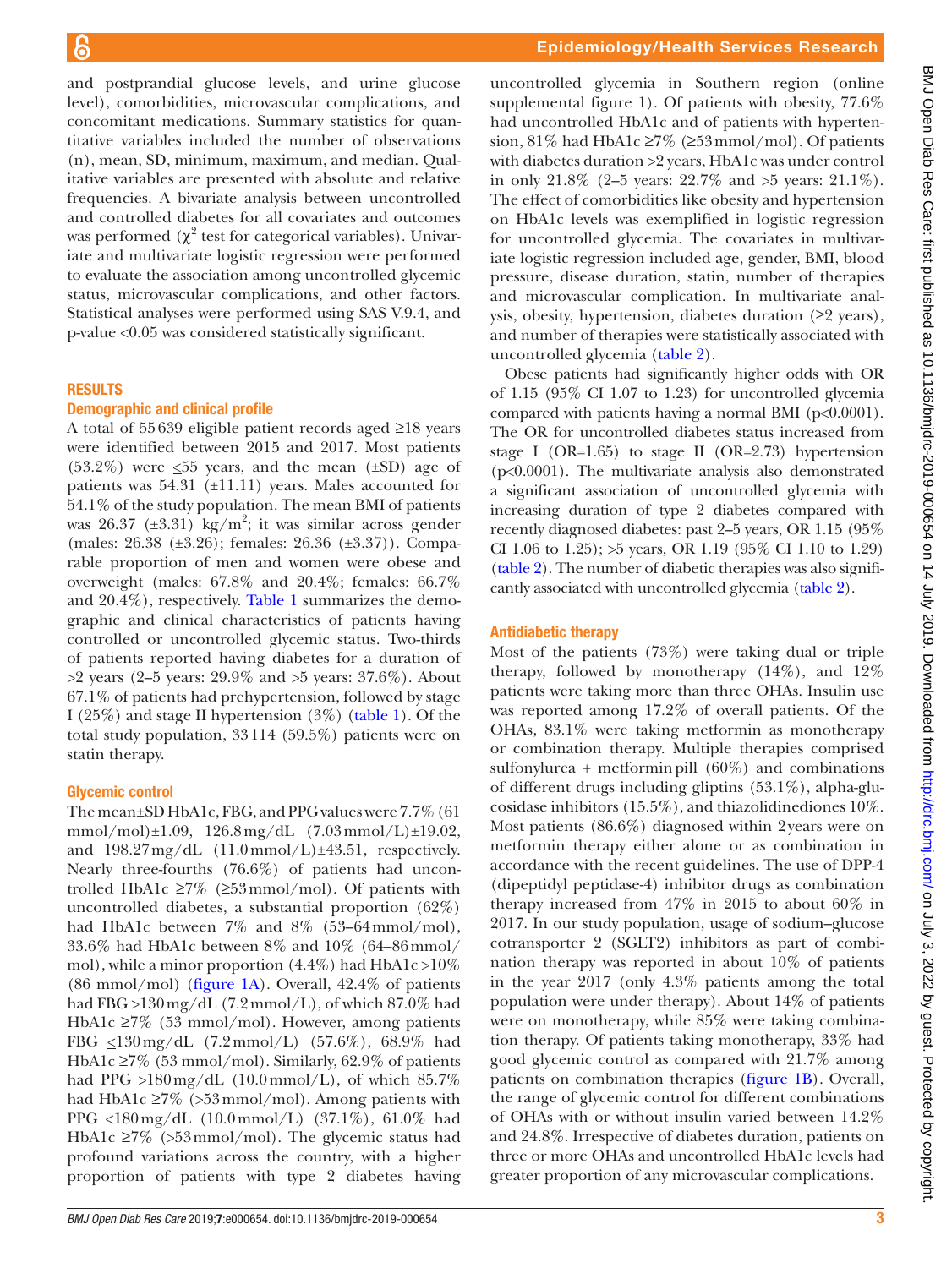and postprandial glucose levels, and urine glucose level), comorbidities, microvascular complications, and concomitant medications. Summary statistics for quantitative variables included the number of observations (n), mean, SD, minimum, maximum, and median. Qualitative variables are presented with absolute and relative frequencies. A bivariate analysis between uncontrolled and controlled diabetes for all covariates and outcomes was performed ($\chi^2$ test for categorical variables). Univariate and multivariate logistic regression were performed to evaluate the association among uncontrolled glycemic status, microvascular complications, and other factors. Statistical analyses were performed using SAS V.9.4, and p-value <0.05 was considered statistically significant.

## RESULTS

### Demographic and clinical profile

A total of 55 639 eligible patient records aged ≥18 years were identified between 2015 and 2017. Most patients (53.2%) were ≤55 years, and the mean (±SD) age of patients was 54.31 (±11.11) years. Males accounted for 54.1% of the study population. The mean BMI of patients was 26.37 (±3.31) kg/m$^2$; it was similar across gender (males: 26.38 (±3.26); females: 26.36 (±3.37)). Comparable proportion of men and women were obese and overweight (males: 67.8% and 20.4%; females: 66.7% and 20.4%), respectively. Table 1 summarizes the demographic and clinical characteristics of patients having controlled or uncontrolled glycemic status. Two-thirds of patients reported having diabetes for a duration of >2 years (2–5 years: 29.9% and >5 years: 37.6%). About 67.1% of patients had prehypertension, followed by stage I (25%) and stage II hypertension (3%) (table 1). Of the total study population, 33 114 (59.5%) patients were on statin therapy.

### Glycemic control

The mean±SD HbA1c, FBG, and PPG values were 7.7% (61 mmol/mol)±1.09, 126.8 mg/dL (7.03 mmol/L)±19.02, and 198.27 mg/dL (11.0 mmol/L)±43.51, respectively. Nearly three-fourths (76.6%) of patients had uncontrolled HbA1c ≥7% (≥53 mmol/mol). Of patients with uncontrolled diabetes, a substantial proportion (62%) had HbA1c between 7% and 8% (53–64 mmol/mol), 33.6% had HbA1c between 8% and 10% (64–86 mmol/mol), while a minor proportion (4.4%) had HbA1c >10% (86 mmol/mol) (figure 1A). Overall, 42.4% of patients had FBG >130 mg/dL (7.2 mmol/L), of which 87.0% had HbA1c ≥7% (53 mmol/mol). However, among patients FBG ≤130 mg/dL (7.2 mmol/L) (57.6%), 68.9% had HbA1c ≥7% (53 mmol/mol). Similarly, 62.9% of patients had PPG >180 mg/dL (10.0 mmol/L), of which 85.7% had HbA1c ≥7% (>53 mmol/mol). Among patients with PPG <180 mg/dL (10.0 mmol/L) (37.1%), 61.0% had HbA1c ≥7% (>53 mmol/mol). The glycemic status had profound variations across the country, with a higher proportion of patients with type 2 diabetes having uncontrolled glycemia in Southern region (online supplemental figure 1). Of patients with obesity, 77.6% had uncontrolled HbA1c and of patients with hypertension, 81% had HbA1c ≥7% (≥53 mmol/mol). Of patients with diabetes duration >2 years, HbA1c was under control in only 21.8% (2–5 years: 22.7% and >5 years: 21.1%). The effect of comorbidities like obesity and hypertension on HbA1c levels was exemplified in logistic regression for uncontrolled glycemia. The covariates in multivariate logistic regression included age, gender, BMI, blood pressure, disease duration, statin, number of therapies and microvascular complication. In multivariate analysis, obesity, hypertension, diabetes duration (≥2 years), and number of therapies were statistically associated with uncontrolled glycemia (table 2).

Obese patients had significantly higher odds with OR of 1.15 (95% CI 1.07 to 1.23) for uncontrolled glycemia compared with patients having a normal BMI (p<0.0001). The OR for uncontrolled diabetes status increased from stage I (OR=1.65) to stage II (OR=2.73) hypertension (p<0.0001). The multivariate analysis also demonstrated a significant association of uncontrolled glycemia with increasing duration of type 2 diabetes compared with recently diagnosed diabetes: past 2–5 years, OR 1.15 (95% CI 1.06 to 1.25); >5 years, OR 1.19 (95% CI 1.10 to 1.29) (table 2). The number of diabetic therapies was also significantly associated with uncontrolled glycemia (table 2).

### Antidiabetic therapy

Most of the patients (73%) were taking dual or triple therapy, followed by monotherapy (14%), and 12% patients were taking more than three OHAs. Insulin use was reported among 17.2% of overall patients. Of the OHAs, 83.1% were taking metformin as monotherapy or combination therapy. Multiple therapies comprised sulfonylurea + metformin pill (60%) and combinations of different drugs including gliptins (53.1%), alpha-glucosidase inhibitors (15.5%), and thiazolidinediones 10%. Most patients (86.6%) diagnosed within 2 years were on metformin therapy either alone or as combination in accordance with the recent guidelines. The use of DPP-4 (dipeptidyl peptidase-4) inhibitor drugs as combination therapy increased from 47% in 2015 to about 60% in 2017. In our study population, usage of sodium–glucose cotransporter 2 (SGLT2) inhibitors as part of combination therapy was reported in about 10% of patients in the year 2017 (only 4.3% patients among the total population were under therapy). About 14% of patients were on monotherapy, while 85% were taking combination therapy. Of patients taking monotherapy, 33% had good glycemic control as compared with 21.7% among patients on combination therapies (figure 1B). Overall, the range of glycemic control for different combinations of OHAs with or without insulin varied between 14.2% and 24.8%. Irrespective of diabetes duration, patients on three or more OHAs and uncontrolled HbA1c levels had greater proportion of any microvascular complications.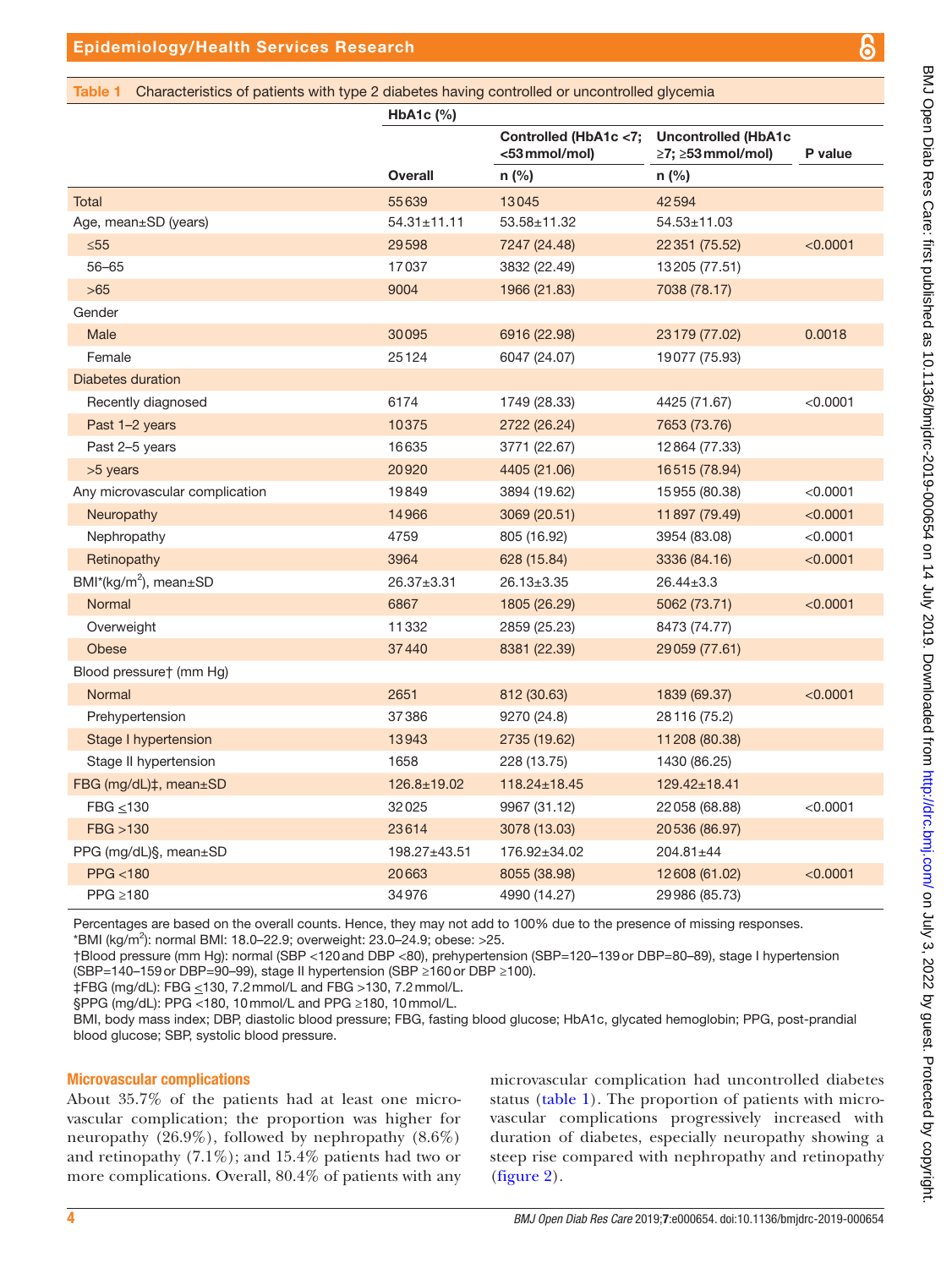**Table 1** Characteristics of patients with type 2 diabetes having controlled or uncontrolled glycemia

| | HbA1c (%) | | | |
|---|---|---|---|---|
| | | Controlled (HbA1c <7; <53 mmol/mol) | Uncontrolled (HbA1c ≥7; ≥53 mmol/mol) | P value |
| | Overall | n (%) | n (%) | |
| Total | 55 639 | 13 045 | 42 594 | |
| Age, mean±SD (years) | 54.31±11.11 | 53.58±11.32 | 54.53±11.03 | |
| ≤55 | 29 598 | 7247 (24.48) | 22 351 (75.52) | <0.0001 |
| 56–65 | 17 037 | 3832 (22.49) | 13 205 (77.51) | |
| >65 | 9004 | 1966 (21.83) | 7038 (78.17) | |
| Gender | | | | |
| Male | 30 095 | 6916 (22.98) | 23 179 (77.02) | 0.0018 |
| Female | 25 124 | 6047 (24.07) | 19 077 (75.93) | |
| Diabetes duration | | | | |
| Recently diagnosed | 6174 | 1749 (28.33) | 4425 (71.67) | <0.0001 |
| Past 1–2 years | 10 375 | 2722 (26.24) | 7653 (73.76) | |
| Past 2–5 years | 16 635 | 3771 (22.67) | 12 864 (77.33) | |
| >5 years | 20 920 | 4405 (21.06) | 16 515 (78.94) | |
| Any microvascular complication | 19 849 | 3894 (19.62) | 15 955 (80.38) | <0.0001 |
| Neuropathy | 14 966 | 3069 (20.51) | 11 897 (79.49) | <0.0001 |
| Nephropathy | 4759 | 805 (16.92) | 3954 (83.08) | <0.0001 |
| Retinopathy | 3964 | 628 (15.84) | 3336 (84.16) | <0.0001 |
| BMI* (kg/m$^2$), mean±SD | 26.37±3.31 | 26.13±3.35 | 26.44±3.3 | |
| Normal | 6867 | 1805 (26.29) | 5062 (73.71) | <0.0001 |
| Overweight | 11 332 | 2859 (25.23) | 8473 (74.77) | |
| Obese | 37 440 | 8381 (22.39) | 29 059 (77.61) | |
| Blood pressure† (mm Hg) | | | | |
| Normal | 2651 | 812 (30.63) | 1839 (69.37) | <0.0001 |
| Prehypertension | 37 386 | 9270 (24.8) | 28 116 (75.2) | |
| Stage I hypertension | 13 943 | 2735 (19.62) | 11 208 (80.38) | |
| Stage II hypertension | 1658 | 228 (13.75) | 1430 (86.25) | |
| FBG (mg/dL)‡, mean±SD | 126.8±19.02 | 118.24±18.45 | 129.42±18.41 | |
| FBG ≤130 | 32 025 | 9967 (31.12) | 22 058 (68.88) | <0.0001 |
| FBG >130 | 23 614 | 3078 (13.03) | 20 536 (86.97) | |
| PPG (mg/dL)§, mean±SD | 198.27±43.51 | 176.92±34.02 | 204.81±44 | |
| PPG <180 | 20 663 | 8055 (38.98) | 12 608 (61.02) | <0.0001 |
| PPG ≥180 | 34 976 | 4990 (14.27) | 29 986 (85.73) | |

Percentages are based on the overall counts. Hence, they may not add to 100% due to the presence of missing responses.
*BMI (kg/m$^2$): normal BMI: 18.0–22.9; overweight: 23.0–24.9; obese: >25.
†Blood pressure (mm Hg): normal (SBP <120 and DBP <80), prehypertension (SBP=120–139 or DBP=80–89), stage I hypertension (SBP=140–159 or DBP=90–99), stage II hypertension (SBP ≥160 or DBP ≥100).
‡FBG (mg/dL): FBG ≤130, 7.2 mmol/L and FBG >130, 7.2 mmol/L.
§PPG (mg/dL): PPG <180, 10 mmol/L and PPG ≥180, 10 mmol/L.
BMI, body mass index; DBP, diastolic blood pressure; FBG, fasting blood glucose; HbA1c, glycated hemoglobin; PPG, post-prandial blood glucose; SBP, systolic blood pressure.

## Microvascular complications

About 35.7% of the patients had at least one microvascular complication; the proportion was higher for neuropathy (26.9%), followed by nephropathy (8.6%) and retinopathy (7.1%); and 15.4% patients had two or more complications. Overall, 80.4% of patients with any microvascular complication had uncontrolled diabetes status (table 1). The proportion of patients with microvascular complications progressively increased with duration of diabetes, especially neuropathy showing a steep rise compared with nephropathy and retinopathy (figure 2).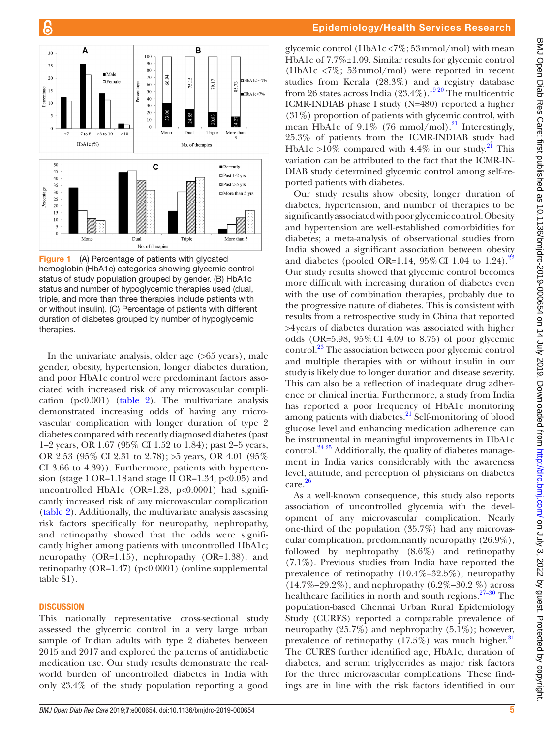Figure 1 (A) Percentage of patients with glycated hemoglobin (HbA1c) categories showing glycemic control status of study population grouped by gender. (B) HbA1c status and number of hypoglycemic therapies used (dual, triple, and more than three therapies include patients with or without insulin). (C) Percentage of patients with different duration of diabetes grouped by number of hypoglycemic therapies.

In the univariate analysis, older age (>65 years), male gender, obesity, hypertension, longer diabetes duration, and poor HbA1c control were predominant factors associated with increased risk of any microvascular complication (p<0.001) (table 2). The multivariate analysis demonstrated increasing odds of having any microvascular complication with longer duration of type 2 diabetes compared with recently diagnosed diabetes (past 1–2 years, OR 1.67 (95% CI 1.52 to 1.84); past 2–5 years, OR 2.53 (95% CI 2.31 to 2.78); >5 years, OR 4.01 (95% CI 3.66 to 4.39)). Furthermore, patients with hypertension (stage I OR=1.18 and stage II OR=1.34; p<0.05) and uncontrolled HbA1c (OR=1.28, p<0.0001) had significantly increased risk of any microvascular complication (table 2). Additionally, the multivariate analysis assessing risk factors specifically for neuropathy, nephropathy, and retinopathy showed that the odds were significantly higher among patients with uncontrolled HbA1c; neuropathy (OR=1.15), nephropathy (OR=1.38), and retinopathy (OR=1.47) (p<0.0001) (online supplemental table S1).

## DISCUSSION

This nationally representative cross-sectional study assessed the glycemic control in a very large urban sample of Indian adults with type 2 diabetes between 2015 and 2017 and explored the patterns of antidiabetic medication use. Our study results demonstrate the real-world burden of uncontrolled diabetes in India with only 23.4% of the study population reporting a good glycemic control (HbA1c <7%; 53 mmol/mol) with mean HbA1c of 7.7%±1.09. Similar results for glycemic control (HbA1c <7%; 53 mmol/mol) were reported in recent studies from Kerala (28.3%) and a registry database from 26 states across India (23.4%).[19 20] The multicentric ICMR-INDIAB phase I study (N=480) reported a higher (31%) proportion of patients with glycemic control, with mean HbA1c of 9.1% (76 mmol/mol).[21] Interestingly, 25.3% of patients from the ICMR-INDIAB study had HbA1c >10% compared with 4.4% in our study.[21] This variation can be attributed to the fact that the ICMR-INDIAB study determined glycemic control among self-reported patients with diabetes.

Our study results show obesity, longer duration of diabetes, hypertension, and number of therapies to be significantly associated with poor glycemic control. Obesity and hypertension are well-established comorbidities for diabetes; a meta-analysis of observational studies from India showed a significant association between obesity and diabetes (pooled OR=1.14, 95% CI 1.04 to 1.24).[22] Our study results showed that glycemic control becomes more difficult with increasing duration of diabetes even with the use of combination therapies, probably due to the progressive nature of diabetes. This is consistent with results from a retrospective study in China that reported >4 years of diabetes duration was associated with higher odds (OR=5.98, 95% CI 4.09 to 8.75) of poor glycemic control.[23] The association between poor glycemic control and multiple therapies with or without insulin in our study is likely due to longer duration and disease severity. This can also be a reflection of inadequate drug adherence or clinical inertia. Furthermore, a study from India has reported a poor frequency of HbA1c monitoring among patients with diabetes.[21] Self-monitoring of blood glucose level and enhancing medication adherence can be instrumental in meaningful improvements in HbA1c control.[24 25] Additionally, the quality of diabetes management in India varies considerably with the awareness level, attitude, and perception of physicians on diabetes care.[26]

As a well-known consequence, this study also reports association of uncontrolled glycemia with the development of any microvascular complication. Nearly one-third of the population (35.7%) had any microvascular complication, predominantly neuropathy (26.9%), followed by nephropathy (8.6%) and retinopathy (7.1%). Previous studies from India have reported the prevalence of retinopathy (10.4%–32.5%), neuropathy (14.7%–29.2%), and nephropathy (6.2%–30.2 %) across healthcare facilities in north and south regions.[27–30] The population-based Chennai Urban Rural Epidemiology Study (CURES) reported a comparable prevalence of neuropathy (25.7%) and nephropathy (5.1%); however, prevalence of retinopathy (17.5%) was much higher.[31] The CURES further identified age, HbA1c, duration of diabetes, and serum triglycerides as major risk factors for the three microvascular complications. These findings are in line with the risk factors identified in our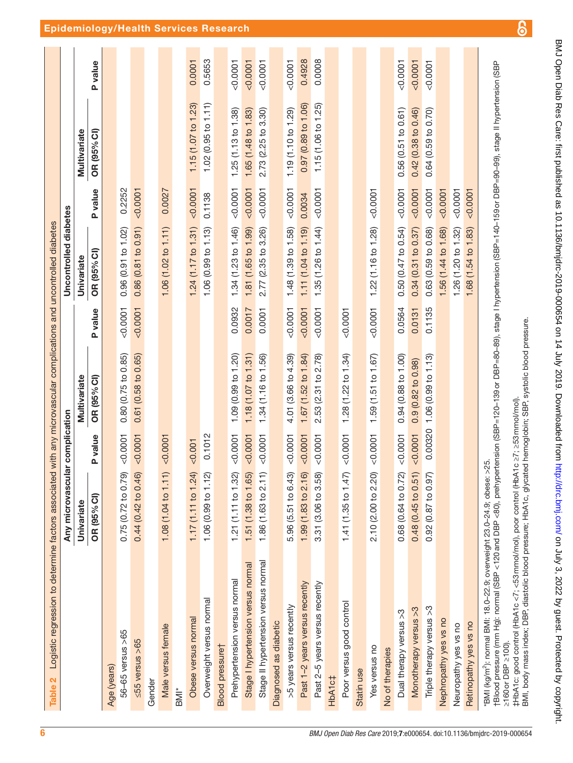**Table 2** Logistic regression to determine factors associated with any microvascular complications and uncontrolled diabetes

| | Any microvascular complication | | | | Uncontrolled diabetes | | | |
|---|---|---|---|---|---|---|---|---|
| | Univariate | | Multivariate | | Univariate | | Multivariate | |
| | OR (95% CI) | P value | OR (95% CI) | P value | OR (95% CI) | P value | OR (95% CI) | P value |
| Age (years) | | | | | | | | |
| 56–65 versus >65 | 0.75 (0.72 to 0.79) | <0.0001 | 0.80 (0.75 to 0.85) | <0.0001 | 0.96 (0.91 to 1.02) | 0.2252 | | |
| ≤55 versus >65 | 0.44 (0.42 to 0.46) | <0.0001 | 0.61 (0.58 to 0.65) | <0.0001 | 0.86 (0.81 to 0.91) | <0.0001 | | |
| Gender | | | | | | | | |
| Male versus female | 1.08 (1.04 to 1.11) | <0.0001 | | | 1.06 (1.02 to 1.11) | 0.0027 | | |
| BMI* | | | | | | | | |
| Obese versus normal | 1.17 (1.11 to 1.24) | <0.001 | | | 1.24 (1.17 to 1.31) | <0.0001 | 1.15 (1.07 to 1.23) | 0.0001 |
| Overweight versus normal | 1.06 (0.99 to 1.12) | 0.1012 | | | 1.06 (0.99 to 1.13) | 0.1138 | 1.02 (0.95 to 1.11) | 0.5653 |
| Blood pressure† | | | | | | | | |
| Prehypertension versus normal | 1.21 (1.11 to 1.32) | <0.0001 | 1.09 (0.99 to 1.20) | 0.0932 | 1.34 (1.23 to 1.46) | <0.0001 | 1.25 (1.13 to 1.38) | <0.0001 |
| Stage I hypertension versus normal | 1.51 (1.38 to 1.65) | <0.0001 | 1.18 (1.07 to 1.31) | 0.0017 | 1.81 (1.65 to 1.99) | <0.0001 | 1.65 (1.48 to 1.83) | <0.0001 |
| Stage II hypertension versus normal | 1.86 (1.63 to 2.11) | <0.0001 | 1.34 (1.16 to 1.56) | 0.0001 | 2.77 (2.35 to 3.26) | <0.0001 | 2.73 (2.25 to 3.30) | <0.0001 |
| Diagnosed as diabetic | | | | | | | | |
| >5 years versus recently | 5.96 (5.51 to 6.43) | <0.0001 | 4.01 (3.66 to 4.39) | <0.0001 | 1.48 (1.39 to 1.58) | <0.0001 | 1.19 (1.10 to 1.29) | <0.0001 |
| Past 1–2 years versus recently | 1.99 (1.83 to 2.16) | <0.0001 | 1.67 (1.52 to 1.84) | <0.0001 | 1.11 (1.04 to 1.19) | 0.0034 | 0.97 (0.89 to 1.06) | 0.4928 |
| Past 2–5 years versus recently | 3.31 (3.06 to 3.58) | <0.0001 | 2.53 (2.31 to 2.78) | <0.0001 | 1.35 (1.26 to 1.44) | <0.0001 | 1.15 (1.06 to 1.25) | 0.0008 |
| HbA1c‡ | | | | | | | | |
| Poor versus good control | 1.41 (1.35 to 1.47) | <0.0001 | 1.28 (1.22 to 1.34) | <0.0001 | | | | |
| Statin use | | | | | | | | |
| Yes versus no | 2.10 (2.00 to 2.20) | <0.0001 | 1.59 (1.51 to 1.67) | <0.0001 | 1.22 (1.16 to 1.28) | <0.0001 | | |
| No of therapies | | | | | | | | |
| Dual therapy versus >3 | 0.68 (0.64 to 0.72) | <0.0001 | 0.94 (0.88 to 1.00) | 0.0564 | 0.50 (0.47 to 0.54) | <0.0001 | 0.56 (0.51 to 0.61) | <0.0001 |
| Monotherapy versus >3 | 0.48 (0.45 to 0.51) | <0.0001 | 0.9 (0.82 to 0.98) | 0.0131 | 0.34 (0.31 to 0.37) | <0.0001 | 0.42 (0.38 to 0.46) | <0.0001 |
| Triple therapy versus >3 | 0.92 (0.87 to 0.97) | 0.00320 | 1.06 (0.99 to 1.13) | 0.1135 | 0.63 (0.59 to 0.68) | <0.0001 | 0.64 (0.59 to 0.70) | <0.0001 |
| Nephropathy yes vs no | | | | | 1.56 (1.44 to 1.68) | <0.0001 | | |
| Neuropathy yes vs no | | | | | 1.26 (1.20 to 1.32) | <0.0001 | | |
| Retinopathy yes vs no | | | | | 1.68 (1.54 to 1.83) | <0.0001 | | |

*BMI (kg/m$^2$): normal BMI: 18.0–22.9; overweight 23.0–24.9; obese: >25.

†Blood pressure (mm Hg): normal (SBP <120 and DBP <80), prehypertension (SBP=120–139 or DBP=80–89), stage I hypertension (SBP=140–159 or DBP=90–99), stage II hypertension (SBP ≥160 or DBP ≥100).

‡HbA1c: good control (HbA1c <7; <53 mmol/mol), poor control (HbA1c ≥7; ≥53 mmol/mol).

BMI, body mass index; DBP, diastolic blood pressure; HbA1c, glycated hemoglobin; SBP, systolic blood pressure.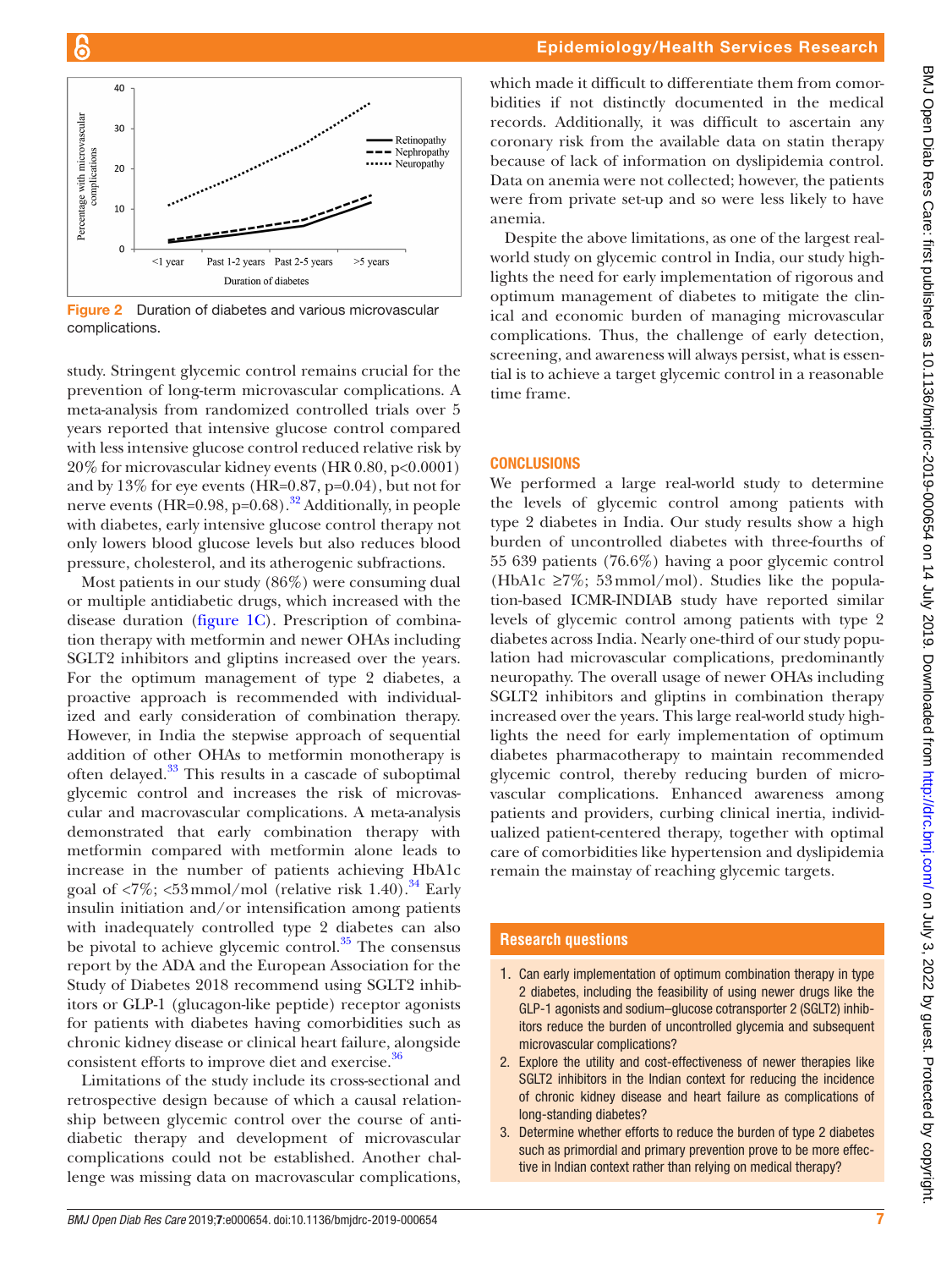Figure 2 Duration of diabetes and various microvascular complications.

study. Stringent glycemic control remains crucial for the prevention of long-term microvascular complications. A meta-analysis from randomized controlled trials over 5 years reported that intensive glucose control compared with less intensive glucose control reduced relative risk by 20% for microvascular kidney events (HR 0.80, p<0.0001) and by 13% for eye events (HR=0.87, p=0.04), but not for nerve events (HR=0.98, p=0.68).[32] Additionally, in people with diabetes, early intensive glucose control therapy not only lowers blood glucose levels but also reduces blood pressure, cholesterol, and its atherogenic subfractions.

Most patients in our study (86%) were consuming dual or multiple antidiabetic drugs, which increased with the disease duration (figure 1C). Prescription of combination therapy with metformin and newer OHAs including SGLT2 inhibitors and gliptins increased over the years. For the optimum management of type 2 diabetes, a proactive approach is recommended with individualized and early consideration of combination therapy. However, in India the stepwise approach of sequential addition of other OHAs to metformin monotherapy is often delayed.[33] This results in a cascade of suboptimal glycemic control and increases the risk of microvascular and macrovascular complications. A meta-analysis demonstrated that early combination therapy with metformin compared with metformin alone leads to increase in the number of patients achieving HbA1c goal of <7%; <53 mmol/mol (relative risk 1.40).[34] Early insulin initiation and/or intensification among patients with inadequately controlled type 2 diabetes can also be pivotal to achieve glycemic control.[35] The consensus report by the ADA and the European Association for the Study of Diabetes 2018 recommend using SGLT2 inhibitors or GLP-1 (glucagon-like peptide) receptor agonists for patients with diabetes having comorbidities such as chronic kidney disease or clinical heart failure, alongside consistent efforts to improve diet and exercise.[36]

Limitations of the study include its cross-sectional and retrospective design because of which a causal relationship between glycemic control over the course of antidiabetic therapy and development of microvascular complications could not be established. Another challenge was missing data on macrovascular complications, which made it difficult to differentiate them from comorbidities if not distinctly documented in the medical records. Additionally, it was difficult to ascertain any coronary risk from the available data on statin therapy because of lack of information on dyslipidemia control. Data on anemia were not collected; however, the patients were from private set-up and so were less likely to have anemia.

Despite the above limitations, as one of the largest real-world study on glycemic control in India, our study highlights the need for early implementation of rigorous and optimum management of diabetes to mitigate the clinical and economic burden of managing microvascular complications. Thus, the challenge of early detection, screening, and awareness will always persist, what is essential is to achieve a target glycemic control in a reasonable time frame.

## CONCLUSIONS

We performed a large real-world study to determine the levels of glycemic control among patients with type 2 diabetes in India. Our study results show a high burden of uncontrolled diabetes with three-fourths of 55 639 patients (76.6%) having a poor glycemic control (HbA1c ≥7%; 53 mmol/mol). Studies like the population-based ICMR-INDIAB study have reported similar levels of glycemic control among patients with type 2 diabetes across India. Nearly one-third of our study population had microvascular complications, predominantly neuropathy. The overall usage of newer OHAs including SGLT2 inhibitors and gliptins in combination therapy increased over the years. This large real-world study highlights the need for early implementation of optimum diabetes pharmacotherapy to maintain recommended glycemic control, thereby reducing burden of microvascular complications. Enhanced awareness among patients and providers, curbing clinical inertia, individualized patient-centered therapy, together with optimal care of comorbidities like hypertension and dyslipidemia remain the mainstay of reaching glycemic targets.

### Research questions

1. Can early implementation of optimum combination therapy in type 2 diabetes, including the feasibility of using newer drugs like the GLP-1 agonists and sodium–glucose cotransporter 2 (SGLT2) inhibitors reduce the burden of uncontrolled glycemia and subsequent microvascular complications?
2. Explore the utility and cost-effectiveness of newer therapies like SGLT2 inhibitors in the Indian context for reducing the incidence of chronic kidney disease and heart failure as complications of long-standing diabetes?
3. Determine whether efforts to reduce the burden of type 2 diabetes such as primordial and primary prevention prove to be more effective in Indian context rather than relying on medical therapy?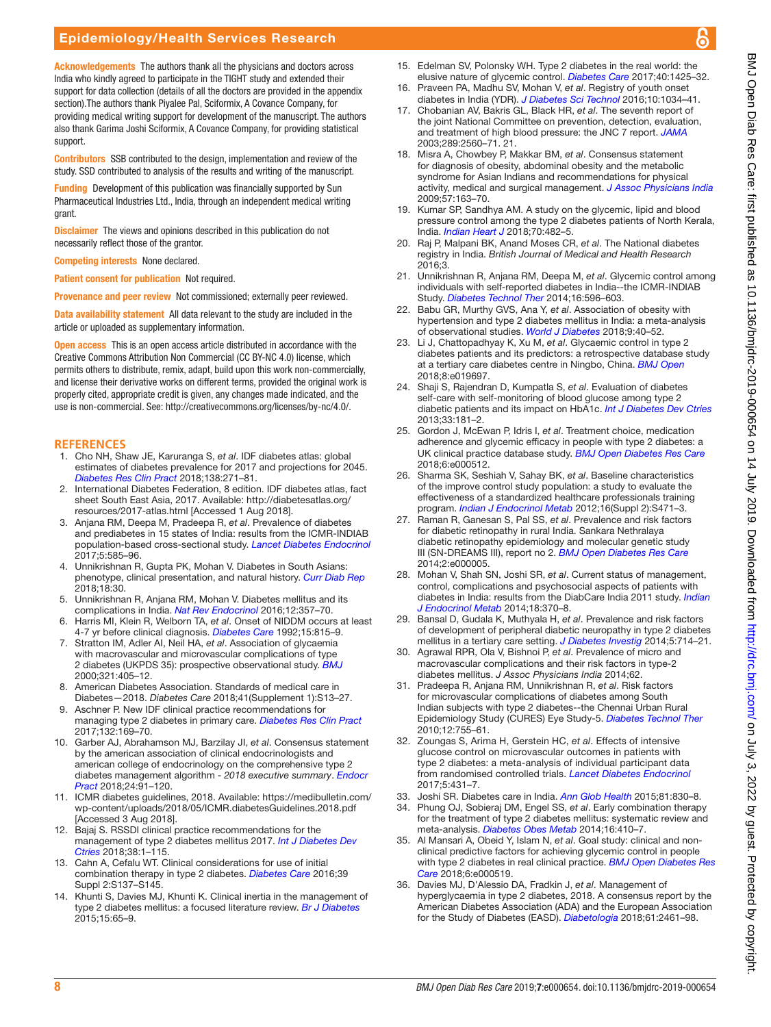**Acknowledgements** The authors thank all the physicians and doctors across India who kindly agreed to participate in the TIGHT study and extended their support for data collection (details of all the doctors are provided in the appendix section).The authors thank Piyalee Pal, Sciformix, A Covance Company, for providing medical writing support for development of the manuscript. The authors also thank Garima Joshi Sciformix, A Covance Company, for providing statistical support.

**Contributors** SSB contributed to the design, implementation and review of the study. SSD contributed to analysis of the results and writing of the manuscript.

**Funding** Development of this publication was financially supported by Sun Pharmaceutical Industries Ltd., India, through an independent medical writing grant.

**Disclaimer** The views and opinions described in this publication do not necessarily reflect those of the grantor.

**Competing interests** None declared.

**Patient consent for publication** Not required.

**Provenance and peer review** Not commissioned; externally peer reviewed.

**Data availability statement** All data relevant to the study are included in the article or uploaded as supplementary information.

**Open access** This is an open access article distributed in accordance with the Creative Commons Attribution Non Commercial (CC BY-NC 4.0) license, which permits others to distribute, remix, adapt, build upon this work non-commercially, and license their derivative works on different terms, provided the original work is properly cited, appropriate credit is given, any changes made indicated, and the use is non-commercial. See: http://creativecommons.org/licenses/by-nc/4.0/.

## REFERENCES

1. Cho NH, Shaw JE, Karuranga S, *et al*. IDF diabetes atlas: global estimates of diabetes prevalence for 2017 and projections for 2045. *Diabetes Res Clin Pract* 2018;138:271–81.
2. International Diabetes Federation, 8 edition. IDF diabetes atlas, fact sheet South East Asia, 2017. Available: http://diabetesatlas.org/resources/2017-atlas.html [Accessed 1 Aug 2018].
3. Anjana RM, Deepa M, Pradeepa R, *et al*. Prevalence of diabetes and prediabetes in 15 states of India: results from the ICMR-INDIAB population-based cross-sectional study. *Lancet Diabetes Endocrinol* 2017;5:585–96.
4. Unnikrishnan R, Gupta PK, Mohan V. Diabetes in South Asians: phenotype, clinical presentation, and natural history. *Curr Diab Rep* 2018;18:30.
5. Unnikrishnan R, Anjana RM, Mohan V. Diabetes mellitus and its complications in India. *Nat Rev Endocrinol* 2016;12:357–70.
6. Harris MI, Klein R, Welborn TA, *et al*. Onset of NIDDM occurs at least 4-7 yr before clinical diagnosis. *Diabetes Care* 1992;15:815–9.
7. Stratton IM, Adler AI, Neil HA, *et al*. Association of glycaemia with macrovascular and microvascular complications of type 2 diabetes (UKPDS 35): prospective observational study. *BMJ* 2000;321:405–12.
8. American Diabetes Association. Standards of medical care in Diabetes—2018. *Diabetes Care* 2018;41(Supplement 1):S13–27.
9. Aschner P. New IDF clinical practice recommendations for managing type 2 diabetes in primary care. *Diabetes Res Clin Pract* 2017;132:169–70.
10. Garber AJ, Abrahamson MJ, Barzilay JI, *et al*. Consensus statement by the american association of clinical endocrinologists and american college of endocrinology on the comprehensive type 2 diabetes management algorithm - *2018 executive summary*. *Endocr Pract* 2018;24:91–120.
11. ICMR diabetes guidelines, 2018. Available: https://medibulletin.com/wp-content/uploads/2018/05/ICMR.diabetesGuidelines.2018.pdf [Accessed 3 Aug 2018].
12. Bajaj S. RSSDI clinical practice recommendations for the management of type 2 diabetes mellitus 2017. *Int J Diabetes Dev Ctries* 2018;38:1–115.
13. Cahn A, Cefalu WT. Clinical considerations for use of initial combination therapy in type 2 diabetes. *Diabetes Care* 2016;39 Suppl 2:S137–S145.
14. Khunti S, Davies MJ, Khunti K. Clinical inertia in the management of type 2 diabetes mellitus: a focused literature review. *Br J Diabetes* 2015;15:65–9.
15. Edelman SV, Polonsky WH. Type 2 diabetes in the real world: the elusive nature of glycemic control. *Diabetes Care* 2017;40:1425–32.
16. Praveen PA, Madhu SV, Mohan V, *et al*. Registry of youth onset diabetes in India (YDR). *J Diabetes Sci Technol* 2016;10:1034–41.
17. Chobanian AV, Bakris GL, Black HR, *et al*. The seventh report of the joint National Committee on prevention, detection, evaluation, and treatment of high blood pressure: the JNC 7 report. *JAMA* 2003;289:2560–71. 21.
18. Misra A, Chowbey P, Makkar BM, *et al*. Consensus statement for diagnosis of obesity, abdominal obesity and the metabolic syndrome for Asian Indians and recommendations for physical activity, medical and surgical management. *J Assoc Physicians India* 2009;57:163–70.
19. Kumar SP, Sandhya AM. A study on the glycemic, lipid and blood pressure control among the type 2 diabetes patients of North Kerala, India. *Indian Heart J* 2018;70:482–5.
20. Raj P, Malpani BK, Anand Moses CR, *et al*. The National diabetes registry in India. *British Journal of Medical and Health Research* 2016;3.
21. Unnikrishnan R, Anjana RM, Deepa M, *et al*. Glycemic control among individuals with self-reported diabetes in India--the ICMR-INDIAB Study. *Diabetes Technol Ther* 2014;16:596–603.
22. Babu GR, Murthy GVS, Ana Y, *et al*. Association of obesity with hypertension and type 2 diabetes mellitus in India: a meta-analysis of observational studies. *World J Diabetes* 2018;9:40–52.
23. Li J, Chattopadhyay K, Xu M, *et al*. Glycaemic control in type 2 diabetes patients and its predictors: a retrospective database study at a tertiary care diabetes centre in Ningbo, China. *BMJ Open* 2018;8:e019697.
24. Shaji S, Rajendran D, Kumpatla S, *et al*. Evaluation of diabetes self-care with self-monitoring of blood glucose among type 2 diabetic patients and its impact on HbA1c. *Int J Diabetes Dev Ctries* 2013;33:181–2.
25. Gordon J, McEwan P, Idris I, *et al*. Treatment choice, medication adherence and glycemic efficacy in people with type 2 diabetes: a UK clinical practice database study. *BMJ Open Diabetes Res Care* 2018;6:e000512.
26. Sharma SK, Seshiah V, Sahay BK, *et al*. Baseline characteristics of the improve control study population: a study to evaluate the effectiveness of a standardized healthcare professionals training program. *Indian J Endocrinol Metab* 2012;16(Suppl 2):S471–3.
27. Raman R, Ganesan S, Pal SS, *et al*. Prevalence and risk factors for diabetic retinopathy in rural India. Sankara Nethralaya diabetic retinopathy epidemiology and molecular genetic study III (SN-DREAMS III), report no 2. *BMJ Open Diabetes Res Care* 2014;2:e000005.
28. Mohan V, Shah SN, Joshi SR, *et al*. Current status of management, control, complications and psychosocial aspects of patients with diabetes in India: results from the DiabCare India 2011 study. *Indian J Endocrinol Metab* 2014;18:370–8.
29. Bansal D, Gudala K, Muthyala H, *et al*. Prevalence and risk factors of development of peripheral diabetic neuropathy in type 2 diabetes mellitus in a tertiary care setting. *J Diabetes Investig* 2014;5:714–21.
30. Agrawal RPR, Ola V, Bishnoi P, *et al*. Prevalence of micro and macrovascular complications and their risk factors in type-2 diabetes mellitus. *J Assoc Physicians India* 2014;62.
31. Pradeepa R, Anjana RM, Unnikrishnan R, *et al*. Risk factors for microvascular complications of diabetes among South Indian subjects with type 2 diabetes--the Chennai Urban Rural Epidemiology Study (CURES) Eye Study-5. *Diabetes Technol Ther* 2010;12:755–61.
32. Zoungas S, Arima H, Gerstein HC, *et al*. Effects of intensive glucose control on microvascular outcomes in patients with type 2 diabetes: a meta-analysis of individual participant data from randomised controlled trials. *Lancet Diabetes Endocrinol* 2017;5:431–7.
33. Joshi SR. Diabetes care in India. *Ann Glob Health* 2015;81:830–8.
34. Phung OJ, Sobieraj DM, Engel SS, *et al*. Early combination therapy for the treatment of type 2 diabetes mellitus: systematic review and meta-analysis. *Diabetes Obes Metab* 2014;16:410–7.
35. Al Mansari A, Obeid Y, Islam N, *et al*. Goal study: clinical and non-clinical predictive factors for achieving glycemic control in people with type 2 diabetes in real clinical practice. *BMJ Open Diabetes Res Care* 2018;6:e000519.
36. Davies MJ, D'Alessio DA, Fradkin J, *et al*. Management of hyperglycaemia in type 2 diabetes, 2018. A consensus report by the American Diabetes Association (ADA) and the European Association for the Study of Diabetes (EASD). *Diabetologia* 2018;61:2461–98.